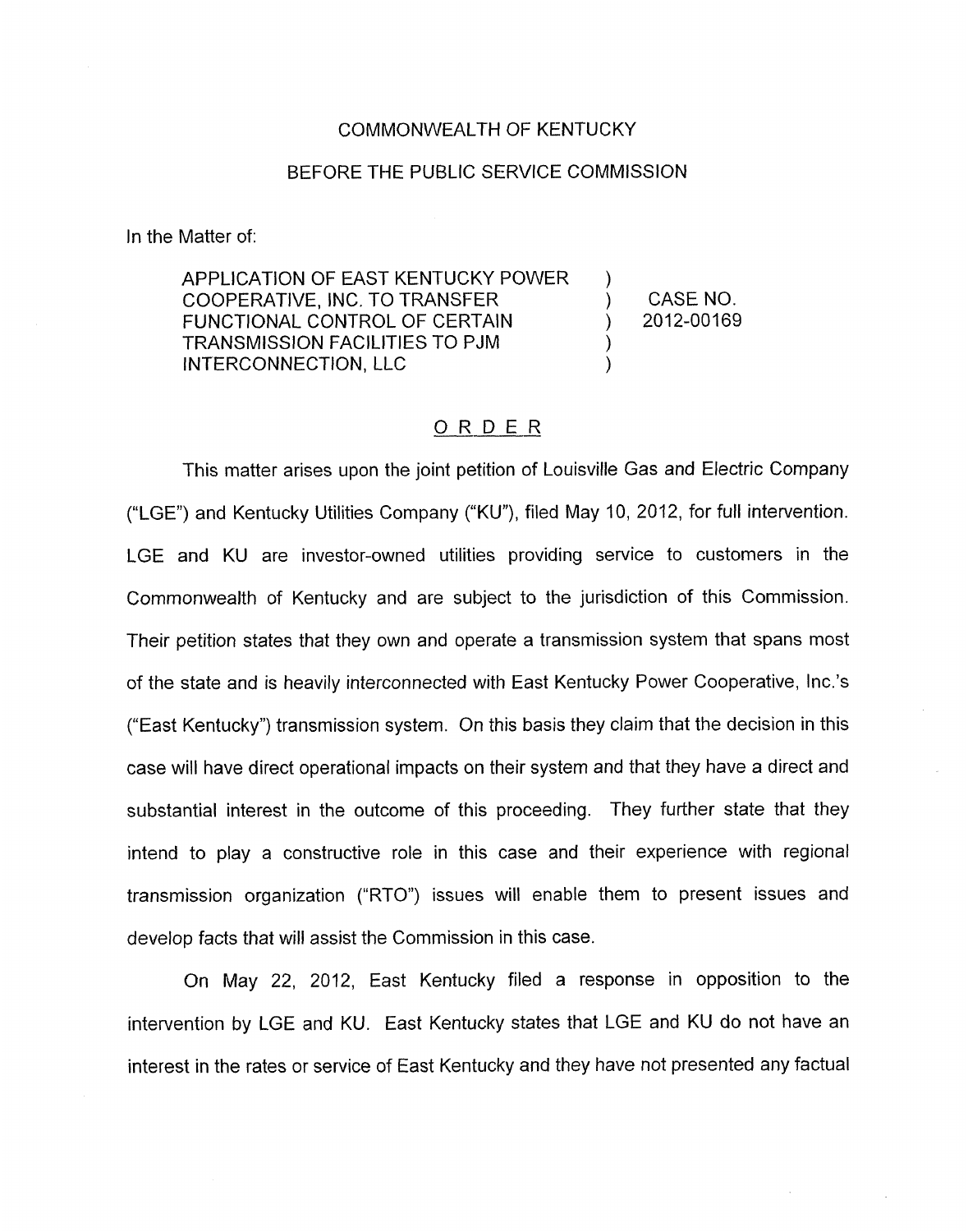COMMONWEALTH OF KENTUCKY

BEFORE THE PUBLIC SERVICE COMMISSION

In the Matter of:

| | | |
|---|---|---|
| APPLICATION OF EAST KENTUCKY POWER COOPERATIVE, INC. TO TRANSFER FUNCTIONAL CONTROL OF CERTAIN TRANSMISSION FACILITIES TO PJM INTERCONNECTION, LLC | ) ) ) ) ) | CASE NO. 2012-00169 |

## ORDER

This matter arises upon the joint petition of Louisville Gas and Electric Company ("LGE") and Kentucky Utilities Company ("KU"), filed May 10, 2012, for full intervention. LGE and KU are investor-owned utilities providing service to customers in the Commonwealth of Kentucky and are subject to the jurisdiction of this Commission. Their petition states that they own and operate a transmission system that spans most of the state and is heavily interconnected with East Kentucky Power Cooperative, Inc.'s ("East Kentucky") transmission system. On this basis they claim that the decision in this case will have direct operational impacts on their system and that they have a direct and substantial interest in the outcome of this proceeding. They further state that they intend to play a constructive role in this case and their experience with regional transmission organization ("RTO") issues will enable them to present issues and develop facts that will assist the Commission in this case.

On May 22, 2012, East Kentucky filed a response in opposition to the intervention by LGE and KU. East Kentucky states that LGE and KU do not have an interest in the rates or service of East Kentucky and they have not presented any factual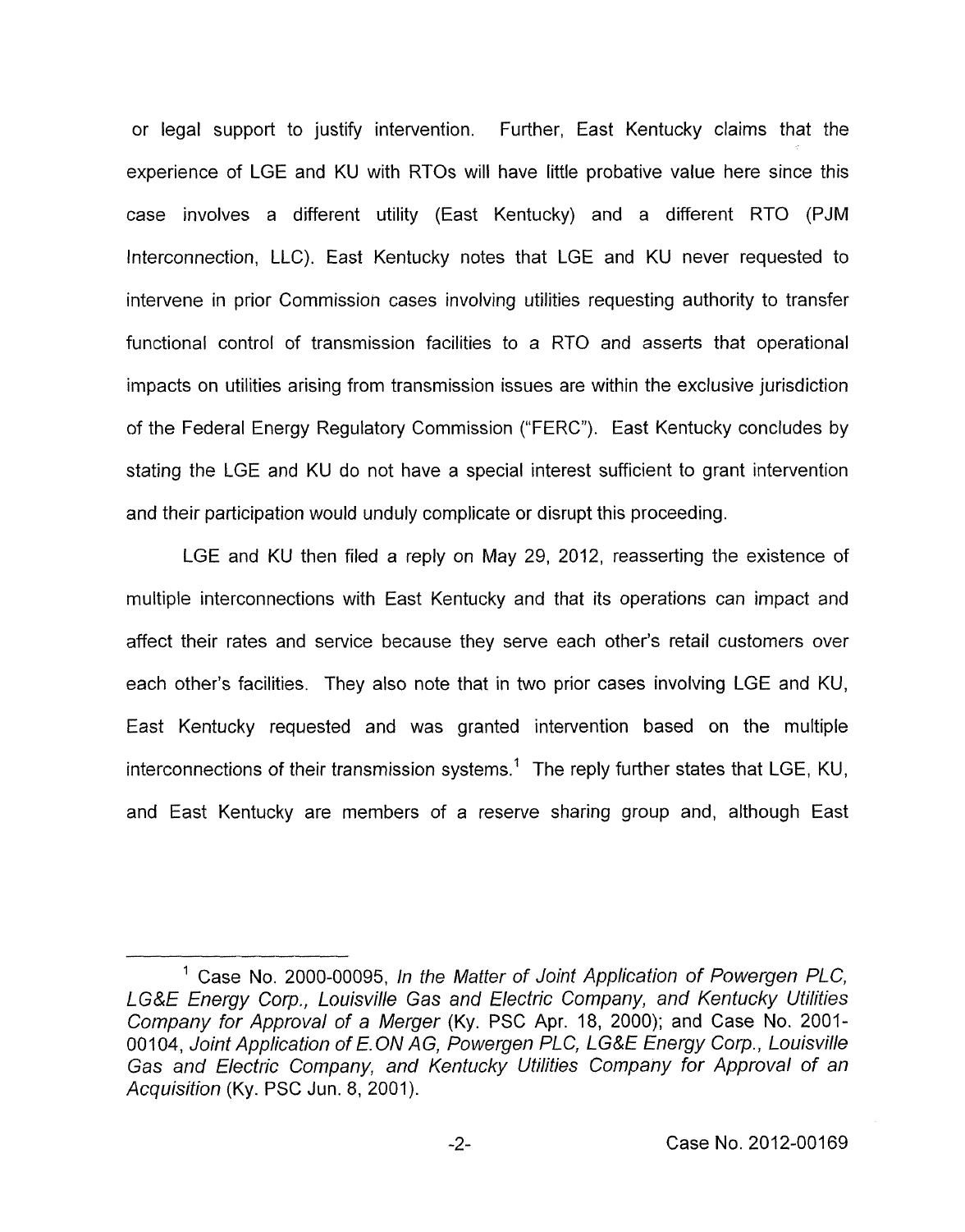or legal support to justify intervention. Further, East Kentucky claims that the experience of LGE and KU with RTOs will have little probative value here since this case involves a different utility (East Kentucky) and a different RTO (PJM Interconnection, LLC). East Kentucky notes that LGE and KU never requested to intervene in prior Commission cases involving utilities requesting authority to transfer functional control of transmission facilities to a RTO and asserts that operational impacts on utilities arising from transmission issues are within the exclusive jurisdiction of the Federal Energy Regulatory Commission ("FERC"). East Kentucky concludes by stating the LGE and KU do not have a special interest sufficient to grant intervention and their participation would unduly complicate or disrupt this proceeding.

LGE and KU then filed a reply on May 29, 2012, reasserting the existence of multiple interconnections with East Kentucky and that its operations can impact and affect their rates and service because they serve each other's retail customers over each other's facilities. They also note that in two prior cases involving LGE and KU, East Kentucky requested and was granted intervention based on the multiple interconnections of their transmission systems.[1] The reply further states that LGE, KU, and East Kentucky are members of a reserve sharing group and, although East

---

[1] Case No. 2000-00095, *In the Matter of Joint Application of Powergen PLC, LG&E Energy Corp., Louisville Gas and Electric Company, and Kentucky Utilities Company for Approval of a Merger* (Ky. PSC Apr. 18, 2000); and Case No. 2001-00104, *Joint Application of E.ON AG, Powergen PLC, LG&E Energy Corp., Louisville Gas and Electric Company, and Kentucky Utilities Company for Approval of an Acquisition* (Ky. PSC Jun. 8, 2001).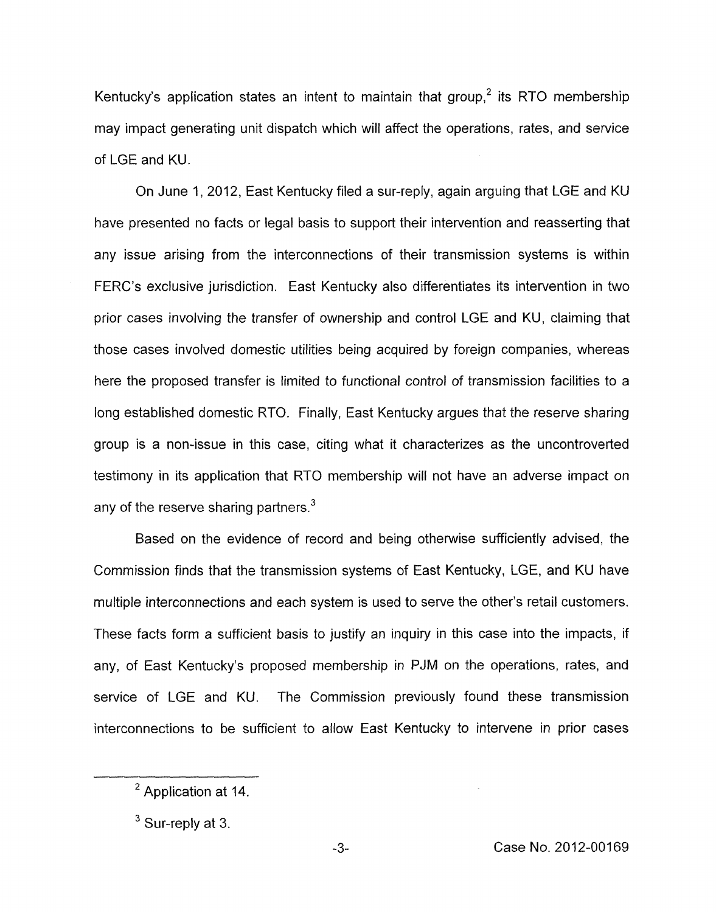Kentucky's application states an intent to maintain that group,[2] its RTO membership may impact generating unit dispatch which will affect the operations, rates, and service of LGE and KU.

On June 1, 2012, East Kentucky filed a sur-reply, again arguing that LGE and KU have presented no facts or legal basis to support their intervention and reasserting that any issue arising from the interconnections of their transmission systems is within FERC's exclusive jurisdiction. East Kentucky also differentiates its intervention in two prior cases involving the transfer of ownership and control LGE and KU, claiming that those cases involved domestic utilities being acquired by foreign companies, whereas here the proposed transfer is limited to functional control of transmission facilities to a long established domestic RTO. Finally, East Kentucky argues that the reserve sharing group is a non-issue in this case, citing what it characterizes as the uncontroverted testimony in its application that RTO membership will not have an adverse impact on any of the reserve sharing partners.[3]

Based on the evidence of record and being otherwise sufficiently advised, the Commission finds that the transmission systems of East Kentucky, LGE, and KU have multiple interconnections and each system is used to serve the other's retail customers. These facts form a sufficient basis to justify an inquiry in this case into the impacts, if any, of East Kentucky's proposed membership in PJM on the operations, rates, and service of LGE and KU. The Commission previously found these transmission interconnections to be sufficient to allow East Kentucky to intervene in prior cases

---

[2] Application at 14.

[3] Sur-reply at 3.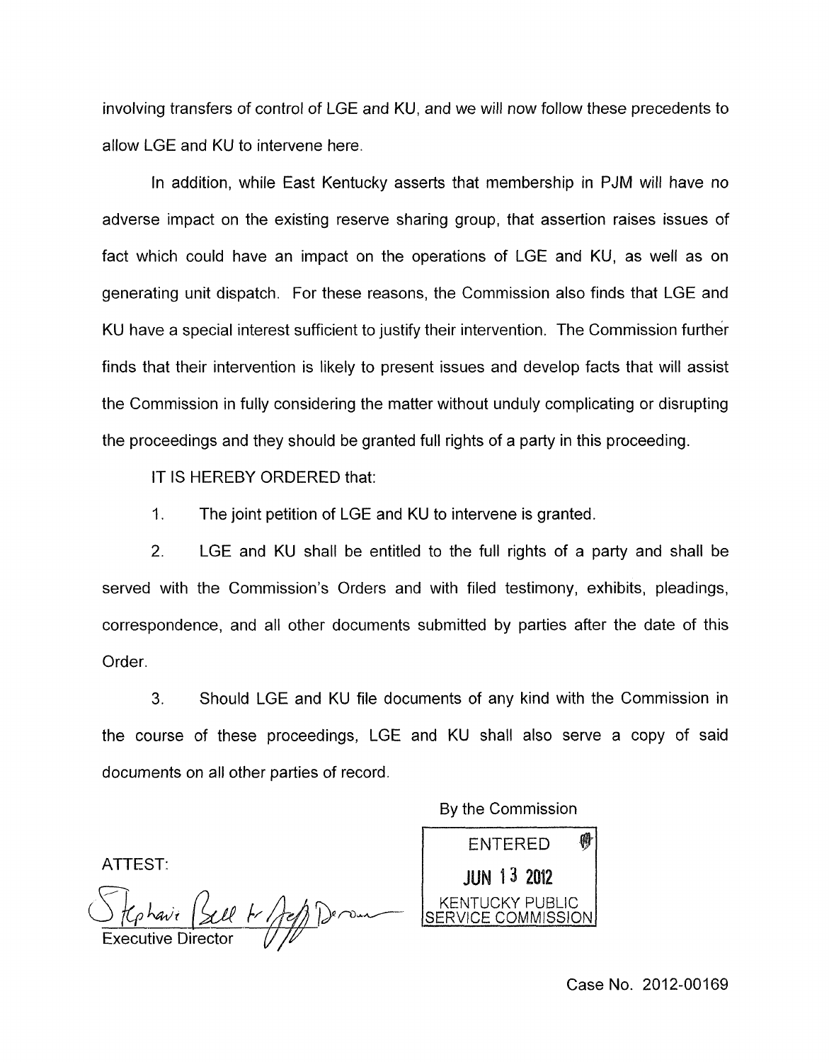involving transfers of control of LGE and KU, and we will now follow these precedents to allow LGE and KU to intervene here.

In addition, while East Kentucky asserts that membership in PJM will have no adverse impact on the existing reserve sharing group, that assertion raises issues of fact which could have an impact on the operations of LGE and KU, as well as on generating unit dispatch. For these reasons, the Commission also finds that LGE and KU have a special interest sufficient to justify their intervention. The Commission further finds that their intervention is likely to present issues and develop facts that will assist the Commission in fully considering the matter without unduly complicating or disrupting the proceedings and they should be granted full rights of a party in this proceeding.

IT IS HEREBY ORDERED that:

1. The joint petition of LGE and KU to intervene is granted.

2. LGE and KU shall be entitled to the full rights of a party and shall be served with the Commission's Orders and with filed testimony, exhibits, pleadings, correspondence, and all other documents submitted by parties after the date of this Order.

3. Should LGE and KU file documents of any kind with the Commission in the course of these proceedings, LGE and KU shall also serve a copy of said documents on all other parties of record.

By the Commission

ENTERED
JUN 13 2012
KENTUCKY PUBLIC SERVICE COMMISSION

ATTEST:

Executive Director

Case No. 2012-00169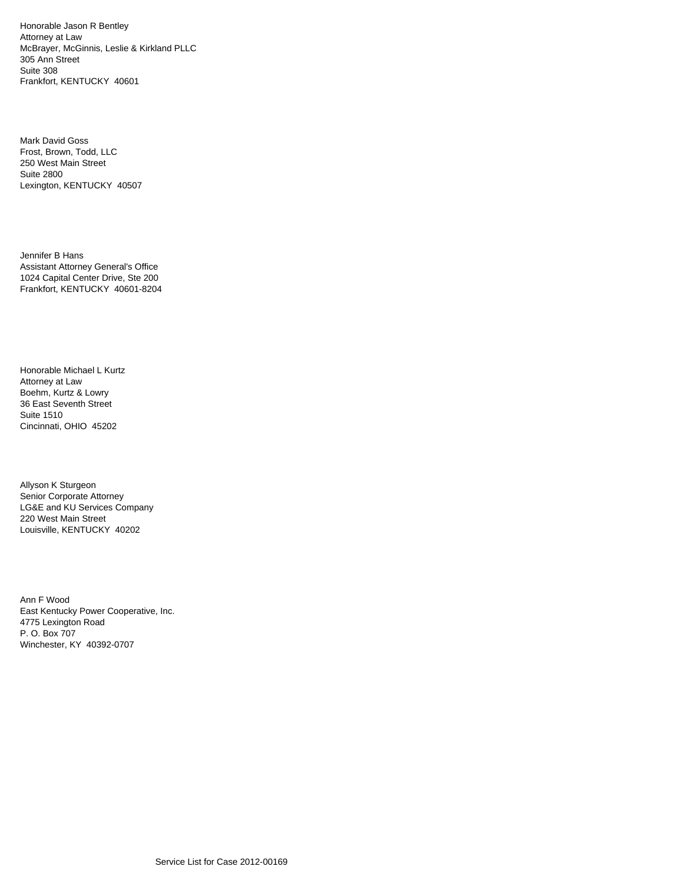Honorable Jason R Bentley
Attorney at Law
McBrayer, McGinnis, Leslie & Kirkland PLLC
305 Ann Street
Suite 308
Frankfort, KENTUCKY  40601

Mark David Goss
Frost, Brown, Todd, LLC
250 West Main Street
Suite 2800
Lexington, KENTUCKY  40507

Jennifer B Hans
Assistant Attorney General's Office
1024 Capital Center Drive, Ste 200
Frankfort, KENTUCKY  40601-8204

Honorable Michael L Kurtz
Attorney at Law
Boehm, Kurtz & Lowry
36 East Seventh Street
Suite 1510
Cincinnati, OHIO  45202

Allyson K Sturgeon
Senior Corporate Attorney
LG&E and KU Services Company
220 West Main Street
Louisville, KENTUCKY  40202

Ann F Wood
East Kentucky Power Cooperative, Inc.
4775 Lexington Road
P. O. Box 707
Winchester, KY  40392-0707

Service List for Case 2012-00169